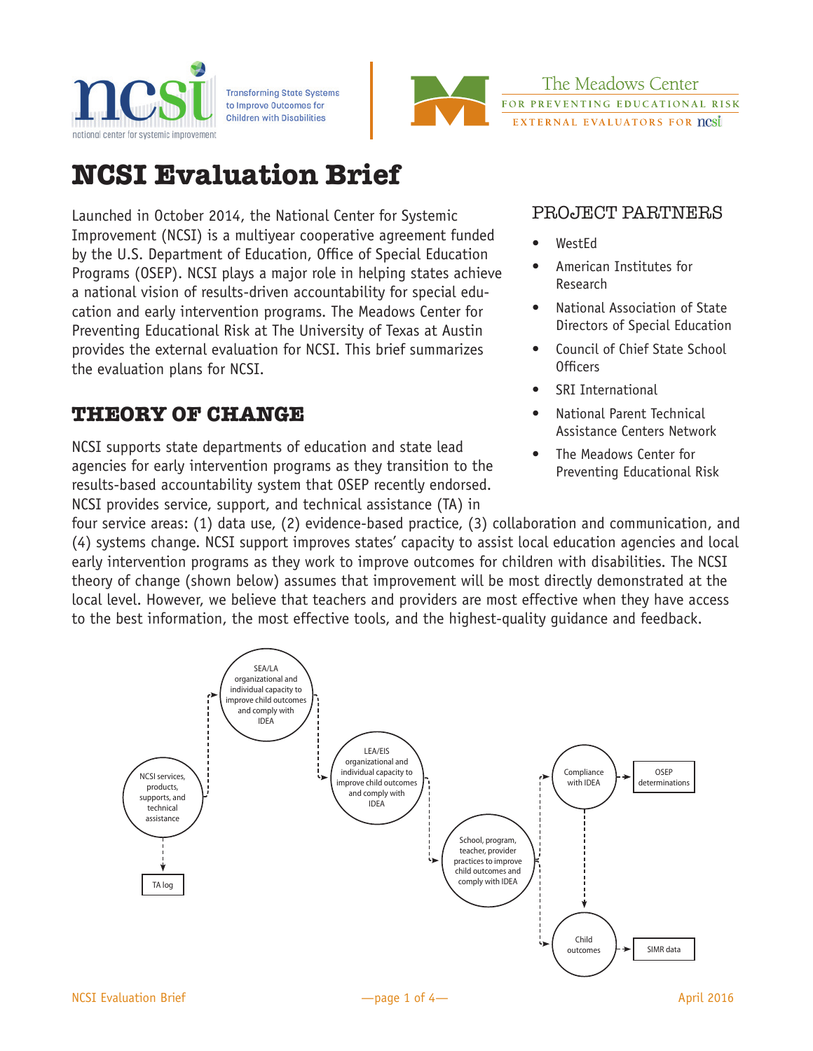ncsi — Transforming State Systems to Improve Outcomes for Children with Disabilities — national center for systemic improvement

The Meadows Center FOR PREVENTING EDUCATIONAL RISK — EXTERNAL EVALUATORS FOR ncsi

# NCSI Evaluation Brief

Launched in October 2014, the National Center for Systemic Improvement (NCSI) is a multiyear cooperative agreement funded by the U.S. Department of Education, Office of Special Education Programs (OSEP). NCSI plays a major role in helping states achieve a national vision of results-driven accountability for special education and early intervention programs. The Meadows Center for Preventing Educational Risk at The University of Texas at Austin provides the external evaluation for NCSI. This brief summarizes the evaluation plans for NCSI.

## PROJECT PARTNERS

- WestEd
- American Institutes for Research
- National Association of State Directors of Special Education
- Council of Chief State School Officers
- SRI International
- National Parent Technical Assistance Centers Network
- The Meadows Center for Preventing Educational Risk

## THEORY OF CHANGE

NCSI supports state departments of education and state lead agencies for early intervention programs as they transition to the results-based accountability system that OSEP recently endorsed. NCSI provides service, support, and technical assistance (TA) in four service areas: (1) data use, (2) evidence-based practice, (3) collaboration and communication, and (4) systems change. NCSI support improves states' capacity to assist local education agencies and local early intervention programs as they work to improve outcomes for children with disabilities. The NCSI theory of change (shown below) assumes that improvement will be most directly demonstrated at the local level. However, we believe that teachers and providers are most effective when they have access to the best information, the most effective tools, and the highest-quality guidance and feedback.

NCSI services, products, supports, and technical assistance → TA log

NCSI services, products, supports, and technical assistance → SEA/LA organizational and individual capacity to improve child outcomes and comply with IDEA → LEA/EIS organizational and individual capacity to improve child outcomes and comply with IDEA → School, program, teacher, provider practices to improve child outcomes and comply with IDEA → Compliance with IDEA → OSEP determinations

School, program, teacher, provider practices to improve child outcomes and comply with IDEA → Child outcomes → SIMR data

Compliance with IDEA → Child outcomes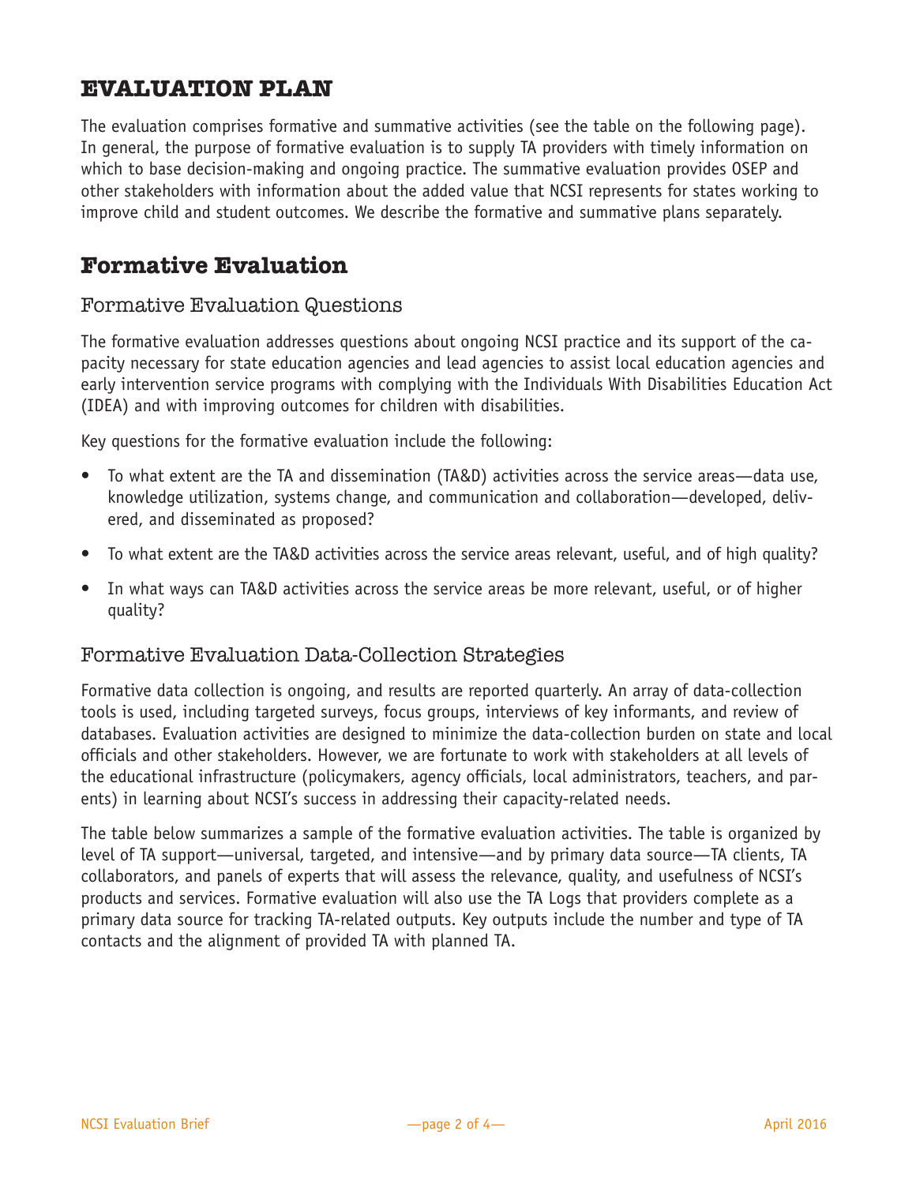# EVALUATION PLAN

The evaluation comprises formative and summative activities (see the table on the following page). In general, the purpose of formative evaluation is to supply TA providers with timely information on which to base decision-making and ongoing practice. The summative evaluation provides OSEP and other stakeholders with information about the added value that NCSI represents for states working to improve child and student outcomes. We describe the formative and summative plans separately.

## Formative Evaluation

### Formative Evaluation Questions

The formative evaluation addresses questions about ongoing NCSI practice and its support of the capacity necessary for state education agencies and lead agencies to assist local education agencies and early intervention service programs with complying with the Individuals With Disabilities Education Act (IDEA) and with improving outcomes for children with disabilities.

Key questions for the formative evaluation include the following:

- To what extent are the TA and dissemination (TA&D) activities across the service areas—data use, knowledge utilization, systems change, and communication and collaboration—developed, delivered, and disseminated as proposed?
- To what extent are the TA&D activities across the service areas relevant, useful, and of high quality?
- In what ways can TA&D activities across the service areas be more relevant, useful, or of higher quality?

### Formative Evaluation Data-Collection Strategies

Formative data collection is ongoing, and results are reported quarterly. An array of data-collection tools is used, including targeted surveys, focus groups, interviews of key informants, and review of databases. Evaluation activities are designed to minimize the data-collection burden on state and local officials and other stakeholders. However, we are fortunate to work with stakeholders at all levels of the educational infrastructure (policymakers, agency officials, local administrators, teachers, and parents) in learning about NCSI's success in addressing their capacity-related needs.

The table below summarizes a sample of the formative evaluation activities. The table is organized by level of TA support—universal, targeted, and intensive—and by primary data source—TA clients, TA collaborators, and panels of experts that will assess the relevance, quality, and usefulness of NCSI's products and services. Formative evaluation will also use the TA Logs that providers complete as a primary data source for tracking TA-related outputs. Key outputs include the number and type of TA contacts and the alignment of provided TA with planned TA.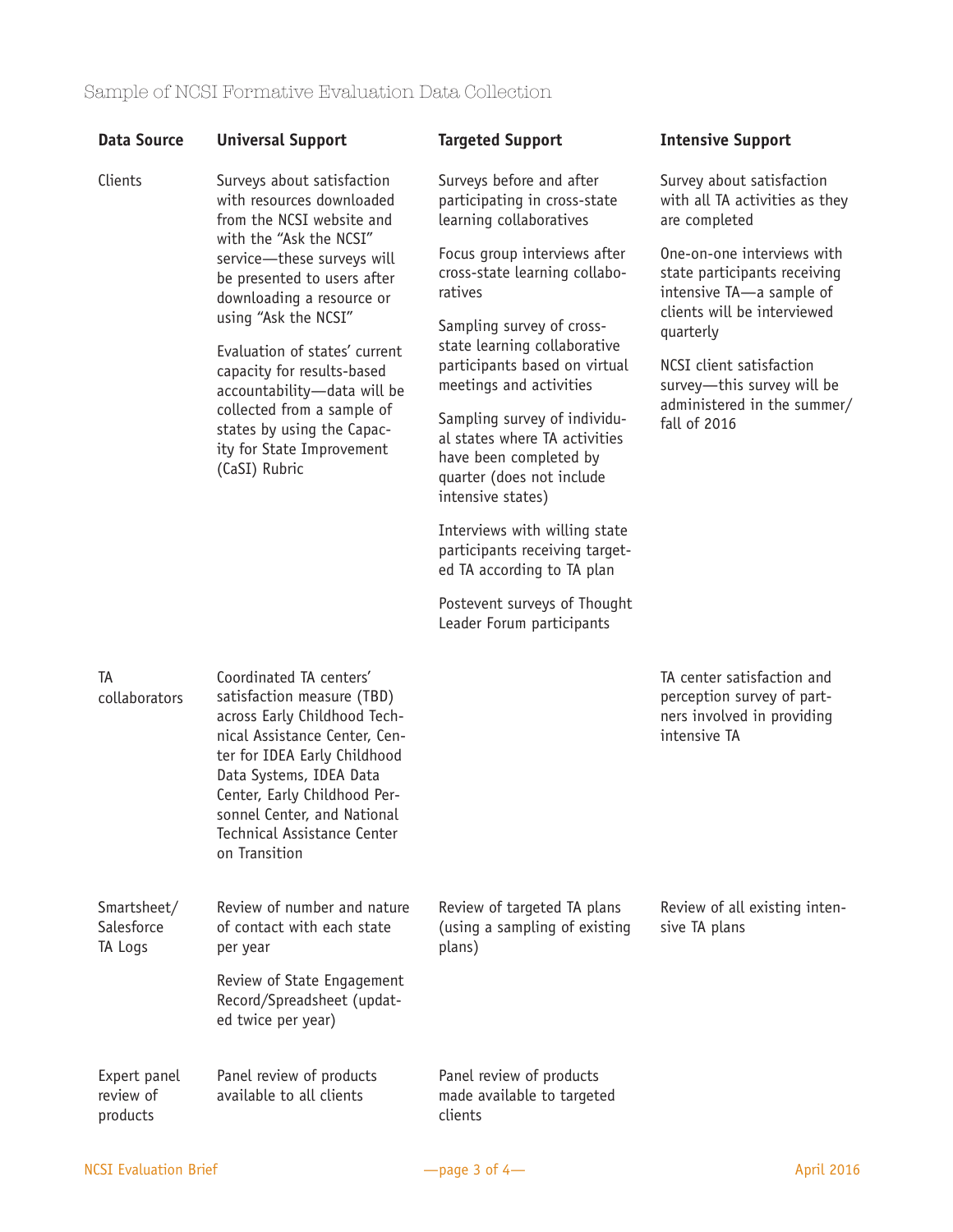Sample of NCSI Formative Evaluation Data Collection

| Data Source | Universal Support | Targeted Support | Intensive Support |
|---|---|---|---|
| Clients | Surveys about satisfaction with resources downloaded from the NCSI website and with the "Ask the NCSI" service—these surveys will be presented to users after downloading a resource or using "Ask the NCSI"<br><br>Evaluation of states' current capacity for results-based accountability—data will be collected from a sample of states by using the Capacity for State Improvement (CaSI) Rubric | Surveys before and after participating in cross-state learning collaboratives<br><br>Focus group interviews after cross-state learning collaboratives<br><br>Sampling survey of cross-state learning collaborative participants based on virtual meetings and activities<br><br>Sampling survey of individual states where TA activities have been completed by quarter (does not include intensive states)<br><br>Interviews with willing state participants receiving targeted TA according to TA plan<br><br>Postevent surveys of Thought Leader Forum participants | Survey about satisfaction with all TA activities as they are completed<br><br>One-on-one interviews with state participants receiving intensive TA—a sample of clients will be interviewed quarterly<br><br>NCSI client satisfaction survey—this survey will be administered in the summer/fall of 2016 |
| TA collaborators | Coordinated TA centers' satisfaction measure (TBD) across Early Childhood Technical Assistance Center, Center for IDEA Early Childhood Data Systems, IDEA Data Center, Early Childhood Personnel Center, and National Technical Assistance Center on Transition | | TA center satisfaction and perception survey of partners involved in providing intensive TA |
| Smartsheet/ Salesforce TA Logs | Review of number and nature of contact with each state per year<br><br>Review of State Engagement Record/Spreadsheet (updated twice per year) | Review of targeted TA plans (using a sampling of existing plans) | Review of all existing intensive TA plans |
| Expert panel review of products | Panel review of products available to all clients | Panel review of products made available to targeted clients | |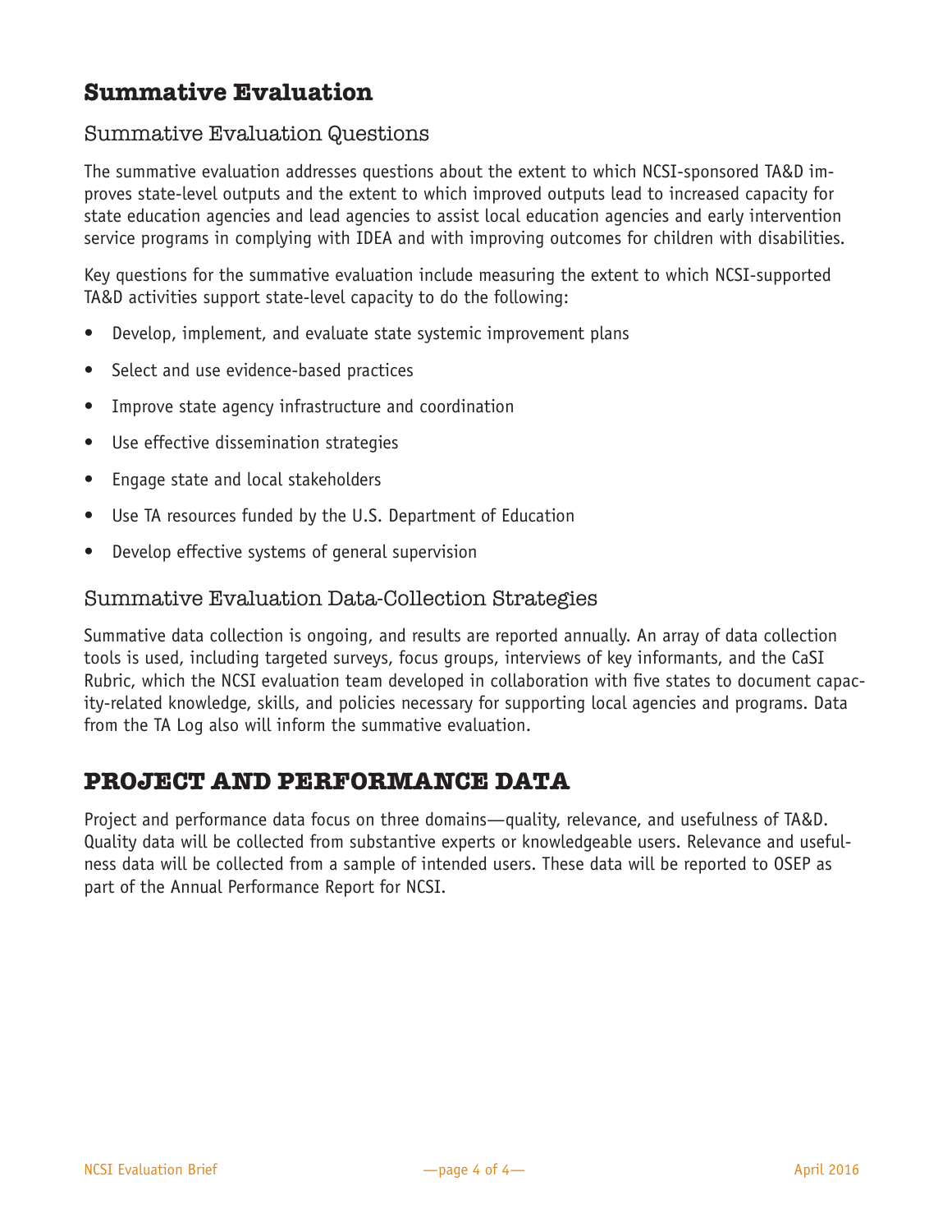## Summative Evaluation

### Summative Evaluation Questions

The summative evaluation addresses questions about the extent to which NCSI-sponsored TA&D improves state-level outputs and the extent to which improved outputs lead to increased capacity for state education agencies and lead agencies to assist local education agencies and early intervention service programs in complying with IDEA and with improving outcomes for children with disabilities.

Key questions for the summative evaluation include measuring the extent to which NCSI-supported TA&D activities support state-level capacity to do the following:

- Develop, implement, and evaluate state systemic improvement plans
- Select and use evidence-based practices
- Improve state agency infrastructure and coordination
- Use effective dissemination strategies
- Engage state and local stakeholders
- Use TA resources funded by the U.S. Department of Education
- Develop effective systems of general supervision

### Summative Evaluation Data-Collection Strategies

Summative data collection is ongoing, and results are reported annually. An array of data collection tools is used, including targeted surveys, focus groups, interviews of key informants, and the CaSI Rubric, which the NCSI evaluation team developed in collaboration with five states to document capacity-related knowledge, skills, and policies necessary for supporting local agencies and programs. Data from the TA Log also will inform the summative evaluation.

## PROJECT AND PERFORMANCE DATA

Project and performance data focus on three domains—quality, relevance, and usefulness of TA&D. Quality data will be collected from substantive experts or knowledgeable users. Relevance and usefulness data will be collected from a sample of intended users. These data will be reported to OSEP as part of the Annual Performance Report for NCSI.